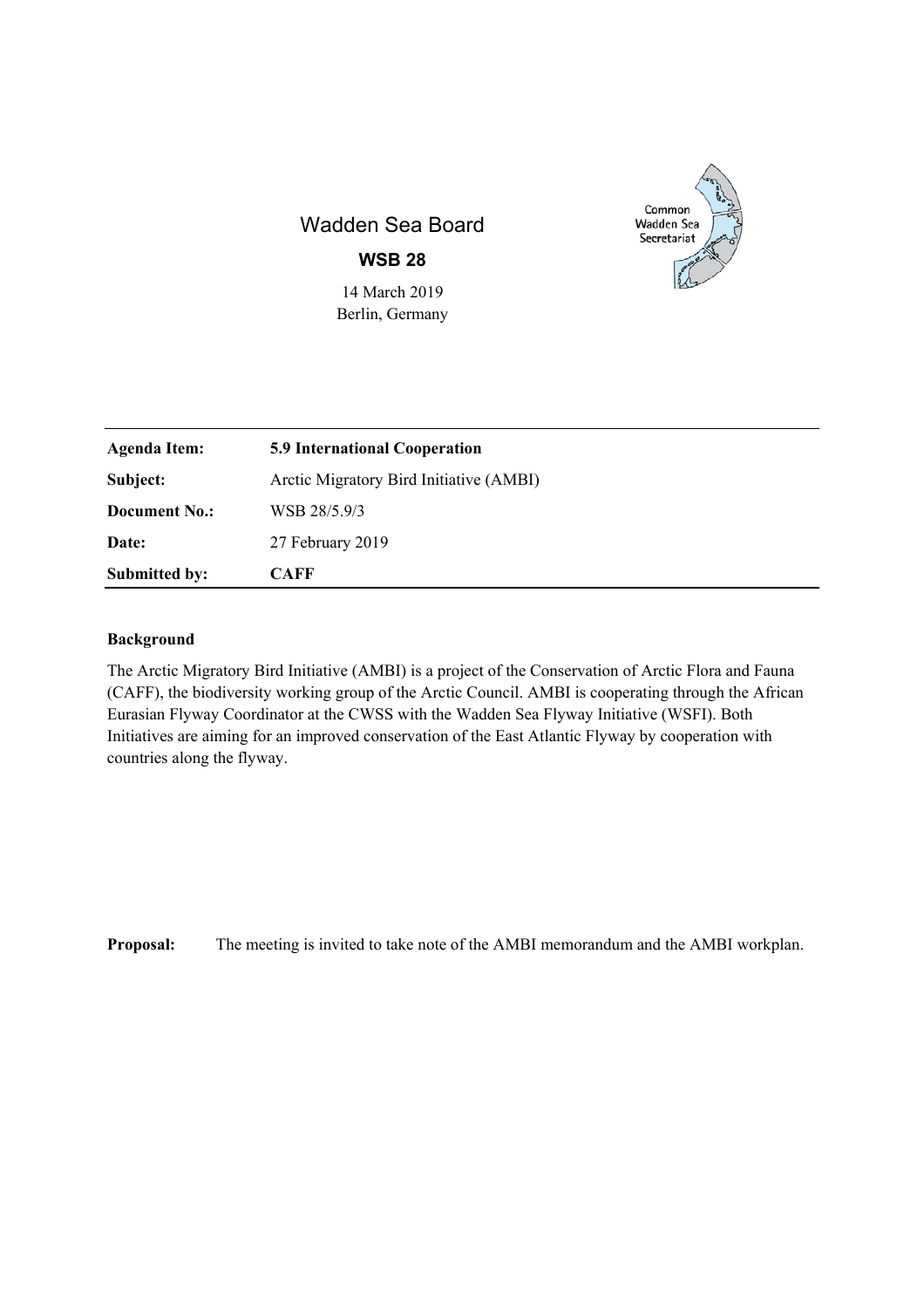# Wadden Sea Board

**WSB 28**

14 March 2019
Berlin, Germany

| | |
|---|---|
| **Agenda Item:** | **5.9 International Cooperation** |
| **Subject:** | Arctic Migratory Bird Initiative (AMBI) |
| **Document No.:** | WSB 28/5.9/3 |
| **Date:** | 27 February 2019 |
| **Submitted by:** | **CAFF** |

**Background**

The Arctic Migratory Bird Initiative (AMBI) is a project of the Conservation of Arctic Flora and Fauna (CAFF), the biodiversity working group of the Arctic Council. AMBI is cooperating through the African Eurasian Flyway Coordinator at the CWSS with the Wadden Sea Flyway Initiative (WSFI). Both Initiatives are aiming for an improved conservation of the East Atlantic Flyway by cooperation with countries along the flyway.

**Proposal:** The meeting is invited to take note of the AMBI memorandum and the AMBI workplan.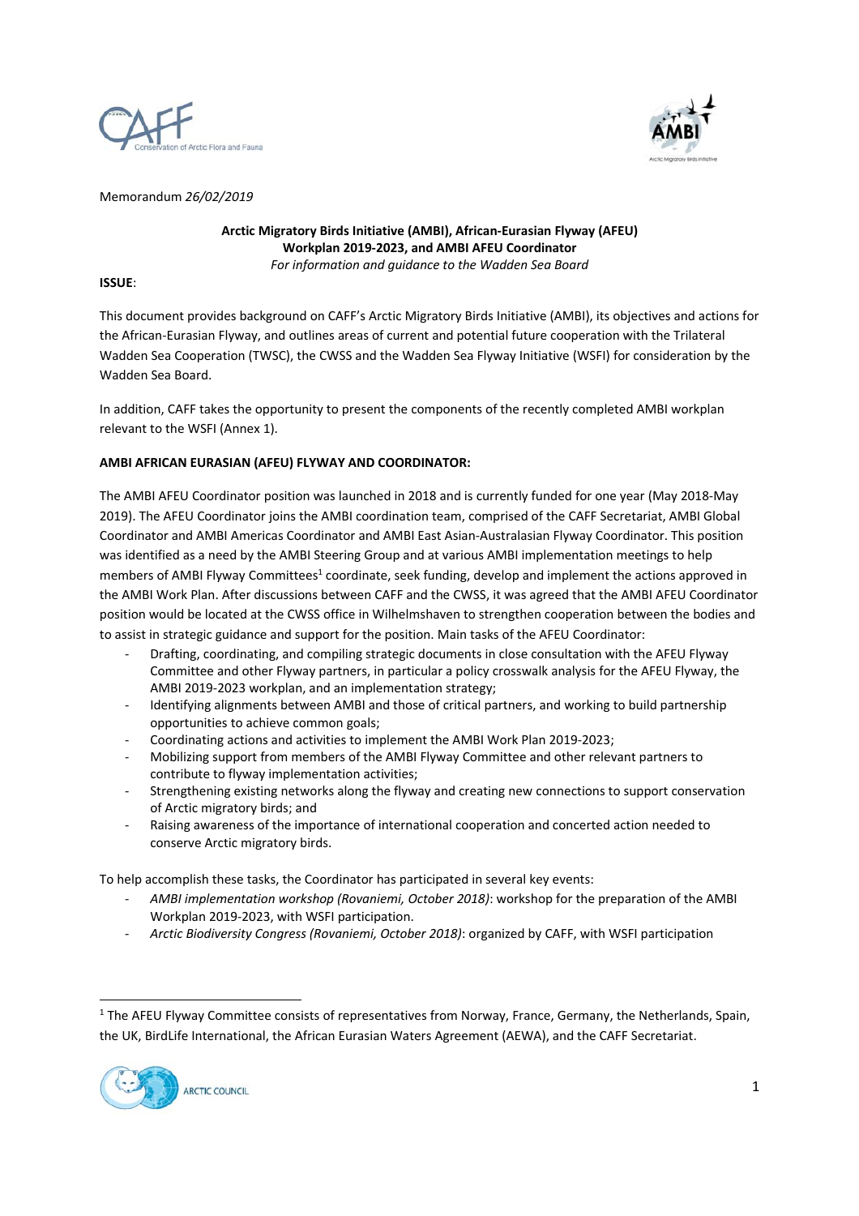Memorandum *26/02/2019*

**Arctic Migratory Birds Initiative (AMBI), African-Eurasian Flyway (AFEU) Workplan 2019-2023, and AMBI AFEU Coordinator**
*For information and guidance to the Wadden Sea Board*

**ISSUE**:

This document provides background on CAFF's Arctic Migratory Birds Initiative (AMBI), its objectives and actions for the African-Eurasian Flyway, and outlines areas of current and potential future cooperation with the Trilateral Wadden Sea Cooperation (TWSC), the CWSS and the Wadden Sea Flyway Initiative (WSFI) for consideration by the Wadden Sea Board.

In addition, CAFF takes the opportunity to present the components of the recently completed AMBI workplan relevant to the WSFI (Annex 1).

**AMBI AFRICAN EURASIAN (AFEU) FLYWAY AND COORDINATOR:**

The AMBI AFEU Coordinator position was launched in 2018 and is currently funded for one year (May 2018-May 2019). The AFEU Coordinator joins the AMBI coordination team, comprised of the CAFF Secretariat, AMBI Global Coordinator and AMBI Americas Coordinator and AMBI East Asian-Australasian Flyway Coordinator. This position was identified as a need by the AMBI Steering Group and at various AMBI implementation meetings to help members of AMBI Flyway Committees[1] coordinate, seek funding, develop and implement the actions approved in the AMBI Work Plan. After discussions between CAFF and the CWSS, it was agreed that the AMBI AFEU Coordinator position would be located at the CWSS office in Wilhelmshaven to strengthen cooperation between the bodies and to assist in strategic guidance and support for the position. Main tasks of the AFEU Coordinator:

- Drafting, coordinating, and compiling strategic documents in close consultation with the AFEU Flyway Committee and other Flyway partners, in particular a policy crosswalk analysis for the AFEU Flyway, the AMBI 2019-2023 workplan, and an implementation strategy;
- Identifying alignments between AMBI and those of critical partners, and working to build partnership opportunities to achieve common goals;
- Coordinating actions and activities to implement the AMBI Work Plan 2019-2023;
- Mobilizing support from members of the AMBI Flyway Committee and other relevant partners to contribute to flyway implementation activities;
- Strengthening existing networks along the flyway and creating new connections to support conservation of Arctic migratory birds; and
- Raising awareness of the importance of international cooperation and concerted action needed to conserve Arctic migratory birds.

To help accomplish these tasks, the Coordinator has participated in several key events:

- *AMBI implementation workshop (Rovaniemi, October 2018)*: workshop for the preparation of the AMBI Workplan 2019-2023, with WSFI participation.
- *Arctic Biodiversity Congress (Rovaniemi, October 2018)*: organized by CAFF, with WSFI participation

[1] The AFEU Flyway Committee consists of representatives from Norway, France, Germany, the Netherlands, Spain, the UK, BirdLife International, the African Eurasian Waters Agreement (AEWA), and the CAFF Secretariat.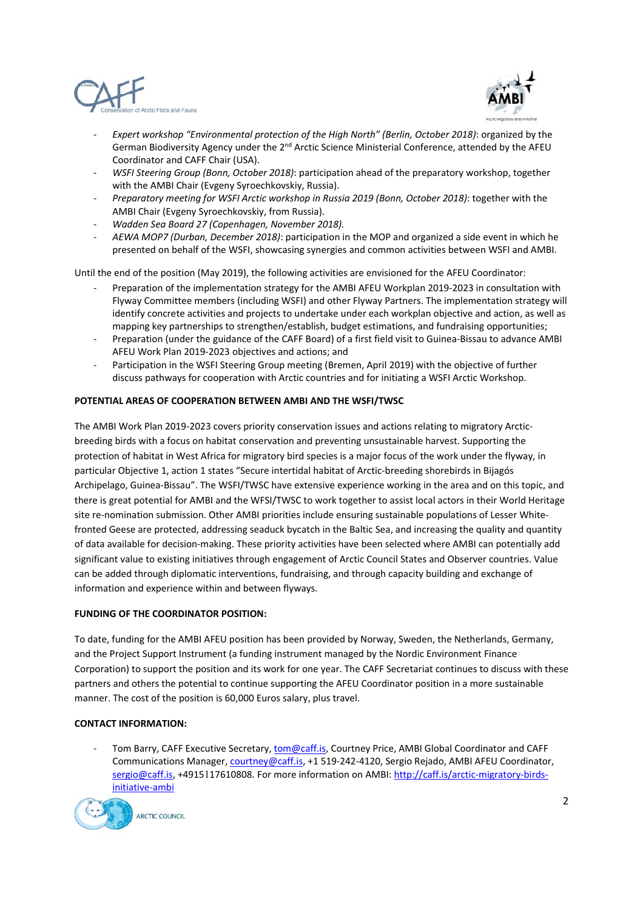- *Expert workshop "Environmental protection of the High North" (Berlin, October 2018)*: organized by the German Biodiversity Agency under the 2nd Arctic Science Ministerial Conference, attended by the AFEU Coordinator and CAFF Chair (USA).
- *WSFI Steering Group (Bonn, October 2018)*: participation ahead of the preparatory workshop, together with the AMBI Chair (Evgeny Syroechkovskiy, Russia).
- *Preparatory meeting for WSFI Arctic workshop in Russia 2019 (Bonn, October 2018)*: together with the AMBI Chair (Evgeny Syroechkovskiy, from Russia).
- *Wadden Sea Board 27 (Copenhagen, November 2018).*
- *AEWA MOP7 (Durban, December 2018)*: participation in the MOP and organized a side event in which he presented on behalf of the WSFI, showcasing synergies and common activities between WSFI and AMBI.

Until the end of the position (May 2019), the following activities are envisioned for the AFEU Coordinator:

- Preparation of the implementation strategy for the AMBI AFEU Workplan 2019-2023 in consultation with Flyway Committee members (including WSFI) and other Flyway Partners. The implementation strategy will identify concrete activities and projects to undertake under each workplan objective and action, as well as mapping key partnerships to strengthen/establish, budget estimations, and fundraising opportunities;
- Preparation (under the guidance of the CAFF Board) of a first field visit to Guinea-Bissau to advance AMBI AFEU Work Plan 2019-2023 objectives and actions; and
- Participation in the WSFI Steering Group meeting (Bremen, April 2019) with the objective of further discuss pathways for cooperation with Arctic countries and for initiating a WSFI Arctic Workshop.

**POTENTIAL AREAS OF COOPERATION BETWEEN AMBI AND THE WSFI/TWSC**

The AMBI Work Plan 2019-2023 covers priority conservation issues and actions relating to migratory Arctic-breeding birds with a focus on habitat conservation and preventing unsustainable harvest. Supporting the protection of habitat in West Africa for migratory bird species is a major focus of the work under the flyway, in particular Objective 1, action 1 states "Secure intertidal habitat of Arctic-breeding shorebirds in Bijagós Archipelago, Guinea-Bissau". The WSFI/TWSC have extensive experience working in the area and on this topic, and there is great potential for AMBI and the WFSI/TWSC to work together to assist local actors in their World Heritage site re-nomination submission. Other AMBI priorities include ensuring sustainable populations of Lesser White-fronted Geese are protected, addressing seaduck bycatch in the Baltic Sea, and increasing the quality and quantity of data available for decision-making. These priority activities have been selected where AMBI can potentially add significant value to existing initiatives through engagement of Arctic Council States and Observer countries. Value can be added through diplomatic interventions, fundraising, and through capacity building and exchange of information and experience within and between flyways.

**FUNDING OF THE COORDINATOR POSITION:**

To date, funding for the AMBI AFEU position has been provided by Norway, Sweden, the Netherlands, Germany, and the Project Support Instrument (a funding instrument managed by the Nordic Environment Finance Corporation) to support the position and its work for one year. The CAFF Secretariat continues to discuss with these partners and others the potential to continue supporting the AFEU Coordinator position in a more sustainable manner. The cost of the position is 60,000 Euros salary, plus travel.

**CONTACT INFORMATION:**

- Tom Barry, CAFF Executive Secretary, tom@caff.is, Courtney Price, AMBI Global Coordinator and CAFF Communications Manager, courtney@caff.is, +1 519-242-4120, Sergio Rejado, AMBI AFEU Coordinator, sergio@caff.is, +4915117610808. For more information on AMBI: http://caff.is/arctic-migratory-birds-initiative-ambi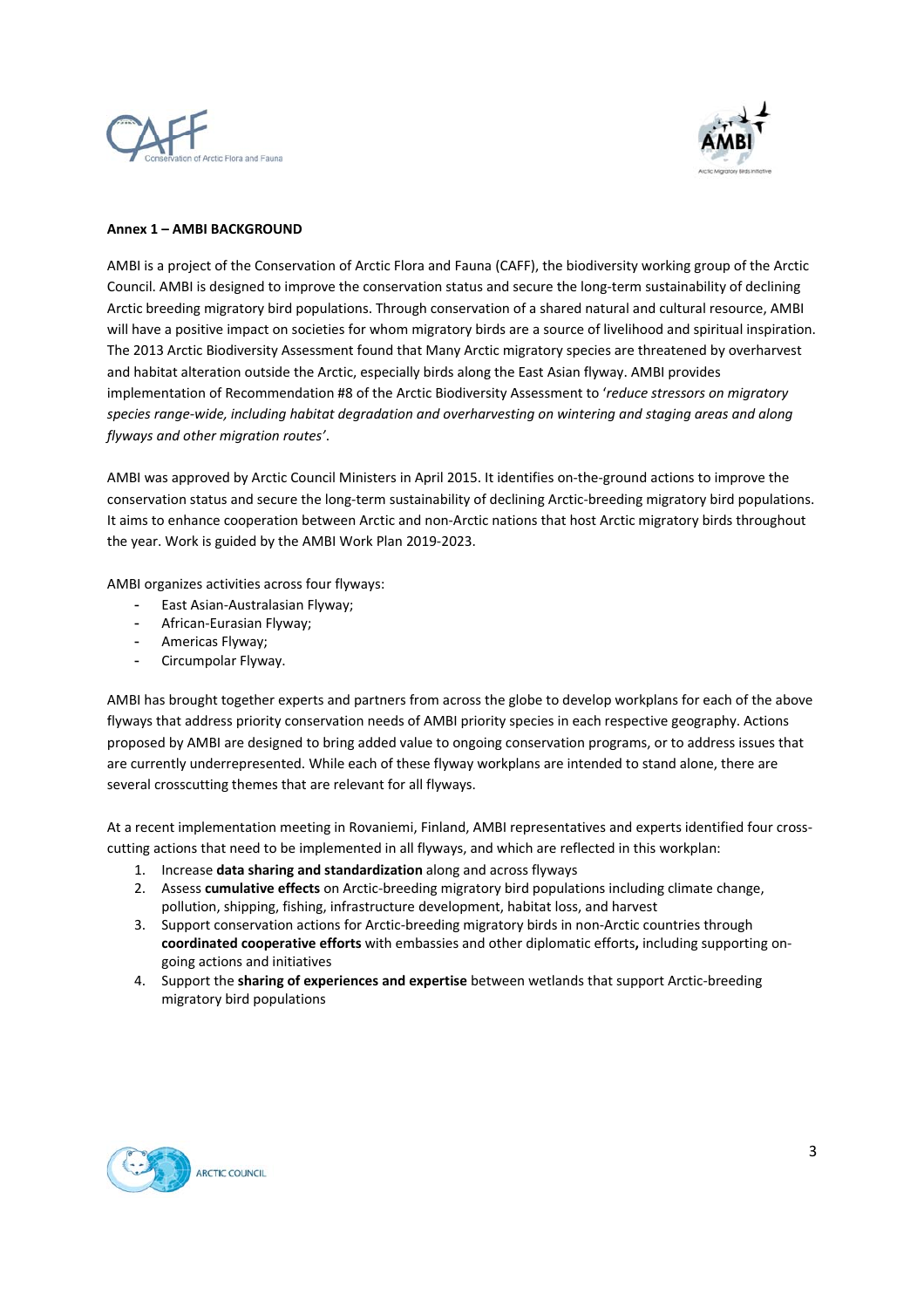**Annex 1 – AMBI BACKGROUND**

AMBI is a project of the Conservation of Arctic Flora and Fauna (CAFF), the biodiversity working group of the Arctic Council. AMBI is designed to improve the conservation status and secure the long-term sustainability of declining Arctic breeding migratory bird populations. Through conservation of a shared natural and cultural resource, AMBI will have a positive impact on societies for whom migratory birds are a source of livelihood and spiritual inspiration. The 2013 Arctic Biodiversity Assessment found that Many Arctic migratory species are threatened by overharvest and habitat alteration outside the Arctic, especially birds along the East Asian flyway. AMBI provides implementation of Recommendation #8 of the Arctic Biodiversity Assessment to '*reduce stressors on migratory species range-wide, including habitat degradation and overharvesting on wintering and staging areas and along flyways and other migration routes'*.

AMBI was approved by Arctic Council Ministers in April 2015. It identifies on-the-ground actions to improve the conservation status and secure the long-term sustainability of declining Arctic-breeding migratory bird populations. It aims to enhance cooperation between Arctic and non-Arctic nations that host Arctic migratory birds throughout the year. Work is guided by the AMBI Work Plan 2019-2023.

AMBI organizes activities across four flyways:

- East Asian-Australasian Flyway;
- African-Eurasian Flyway;
- Americas Flyway;
- Circumpolar Flyway.

AMBI has brought together experts and partners from across the globe to develop workplans for each of the above flyways that address priority conservation needs of AMBI priority species in each respective geography. Actions proposed by AMBI are designed to bring added value to ongoing conservation programs, or to address issues that are currently underrepresented. While each of these flyway workplans are intended to stand alone, there are several crosscutting themes that are relevant for all flyways.

At a recent implementation meeting in Rovaniemi, Finland, AMBI representatives and experts identified four cross-cutting actions that need to be implemented in all flyways, and which are reflected in this workplan:

1. Increase **data sharing and standardization** along and across flyways
2. Assess **cumulative effects** on Arctic-breeding migratory bird populations including climate change, pollution, shipping, fishing, infrastructure development, habitat loss, and harvest
3. Support conservation actions for Arctic-breeding migratory birds in non-Arctic countries through **coordinated cooperative efforts** with embassies and other diplomatic efforts**,** including supporting on-going actions and initiatives
4. Support the **sharing of experiences and expertise** between wetlands that support Arctic-breeding migratory bird populations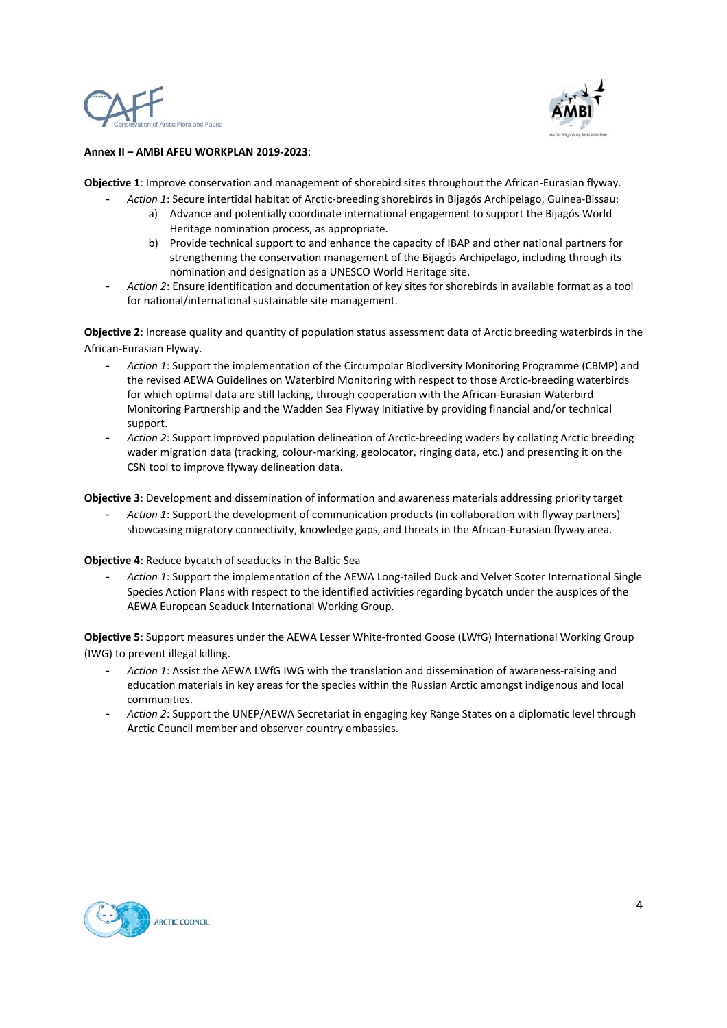**Annex II – AMBI AFEU WORKPLAN 2019-2023**:

**Objective 1**: Improve conservation and management of shorebird sites throughout the African-Eurasian flyway.

- *Action 1*: Secure intertidal habitat of Arctic-breeding shorebirds in Bijagós Archipelago, Guinea-Bissau:
  a) Advance and potentially coordinate international engagement to support the Bijagós World Heritage nomination process, as appropriate.
  b) Provide technical support to and enhance the capacity of IBAP and other national partners for strengthening the conservation management of the Bijagós Archipelago, including through its nomination and designation as a UNESCO World Heritage site.
- *Action 2*: Ensure identification and documentation of key sites for shorebirds in available format as a tool for national/international sustainable site management.

**Objective 2**: Increase quality and quantity of population status assessment data of Arctic breeding waterbirds in the African-Eurasian Flyway.

- *Action 1*: Support the implementation of the Circumpolar Biodiversity Monitoring Programme (CBMP) and the revised AEWA Guidelines on Waterbird Monitoring with respect to those Arctic-breeding waterbirds for which optimal data are still lacking, through cooperation with the African-Eurasian Waterbird Monitoring Partnership and the Wadden Sea Flyway Initiative by providing financial and/or technical support.
- *Action 2*: Support improved population delineation of Arctic-breeding waders by collating Arctic breeding wader migration data (tracking, colour-marking, geolocator, ringing data, etc.) and presenting it on the CSN tool to improve flyway delineation data.

**Objective 3**: Development and dissemination of information and awareness materials addressing priority target

- *Action 1*: Support the development of communication products (in collaboration with flyway partners) showcasing migratory connectivity, knowledge gaps, and threats in the African-Eurasian flyway area.

**Objective 4**: Reduce bycatch of seaducks in the Baltic Sea

- *Action 1*: Support the implementation of the AEWA Long-tailed Duck and Velvet Scoter International Single Species Action Plans with respect to the identified activities regarding bycatch under the auspices of the AEWA European Seaduck International Working Group.

**Objective 5**: Support measures under the AEWA Lesser White-fronted Goose (LWfG) International Working Group (IWG) to prevent illegal killing.

- *Action 1*: Assist the AEWA LWfG IWG with the translation and dissemination of awareness-raising and education materials in key areas for the species within the Russian Arctic amongst indigenous and local communities.
- *Action 2*: Support the UNEP/AEWA Secretariat in engaging key Range States on a diplomatic level through Arctic Council member and observer country embassies.